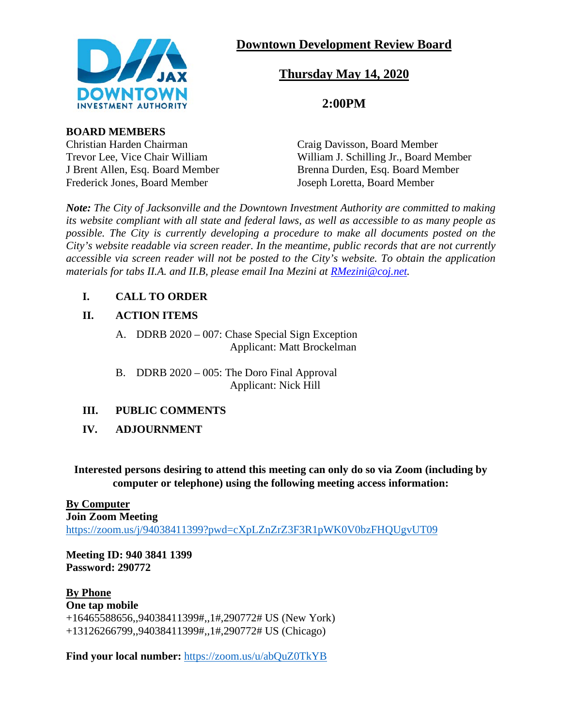# Downtown Development Review Board

## Thursday May 14, 2020

## 2:00PM

**BOARD MEMBERS**

Christian Harden Chairman
Trevor Lee, Vice Chair William
J Brent Allen, Esq. Board Member
Frederick Jones, Board Member
Craig Davisson, Board Member
William J. Schilling Jr., Board Member
Brenna Durden, Esq. Board Member
Joseph Loretta, Board Member

***Note:*** *The City of Jacksonville and the Downtown Investment Authority are committed to making its website compliant with all state and federal laws, as well as accessible to as many people as possible. The City is currently developing a procedure to make all documents posted on the City's website readable via screen reader. In the meantime, public records that are not currently accessible via screen reader will not be posted to the City's website. To obtain the application materials for tabs II.A. and II.B, please email Ina Mezini at [RMezini@coj.net](mailto:RMezini@coj.net).*

**I. CALL TO ORDER**

**II. ACTION ITEMS**

A. DDRB 2020 – 007: Chase Special Sign Exception
Applicant: Matt Brockelman

B. DDRB 2020 – 005: The Doro Final Approval
Applicant: Nick Hill

**III. PUBLIC COMMENTS**

**IV. ADJOURNMENT**

**Interested persons desiring to attend this meeting can only do so via Zoom (including by computer or telephone) using the following meeting access information:**

**By Computer**
**Join Zoom Meeting**
https://zoom.us/j/94038411399?pwd=cXpLZnZrZ3F3R1pWK0V0bzFHQUgvUT09

**Meeting ID: 940 3841 1399**
**Password: 290772**

**By Phone**
**One tap mobile**
+16465588656,,94038411399#,,1#,290772# US (New York)
+13126266799,,94038411399#,,1#,290772# US (Chicago)

**Find your local number:** https://zoom.us/u/abQuZ0TkYB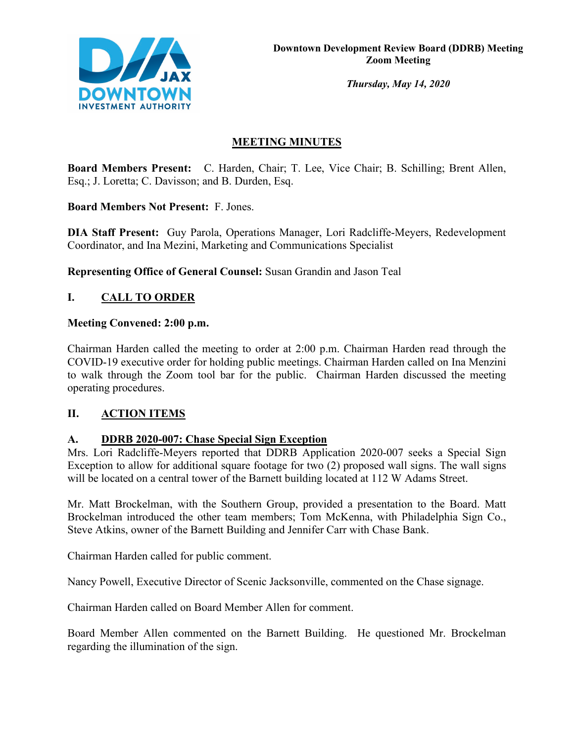**Downtown Development Review Board (DDRB) Meeting**
**Zoom Meeting**

***Thursday, May 14, 2020***

## MEETING MINUTES

**Board Members Present:** C. Harden, Chair; T. Lee, Vice Chair; B. Schilling; Brent Allen, Esq.; J. Loretta; C. Davisson; and B. Durden, Esq.

**Board Members Not Present:** F. Jones.

**DIA Staff Present:** Guy Parola, Operations Manager, Lori Radcliffe-Meyers, Redevelopment Coordinator, and Ina Mezini, Marketing and Communications Specialist

**Representing Office of General Counsel:** Susan Grandin and Jason Teal

## I. CALL TO ORDER

**Meeting Convened: 2:00 p.m.**

Chairman Harden called the meeting to order at 2:00 p.m. Chairman Harden read through the COVID-19 executive order for holding public meetings. Chairman Harden called on Ina Menzini to walk through the Zoom tool bar for the public. Chairman Harden discussed the meeting operating procedures.

## II. ACTION ITEMS

### A. DDRB 2020-007: Chase Special Sign Exception

Mrs. Lori Radcliffe-Meyers reported that DDRB Application 2020-007 seeks a Special Sign Exception to allow for additional square footage for two (2) proposed wall signs. The wall signs will be located on a central tower of the Barnett building located at 112 W Adams Street.

Mr. Matt Brockelman, with the Southern Group, provided a presentation to the Board. Matt Brockelman introduced the other team members; Tom McKenna, with Philadelphia Sign Co., Steve Atkins, owner of the Barnett Building and Jennifer Carr with Chase Bank.

Chairman Harden called for public comment.

Nancy Powell, Executive Director of Scenic Jacksonville, commented on the Chase signage.

Chairman Harden called on Board Member Allen for comment.

Board Member Allen commented on the Barnett Building. He questioned Mr. Brockelman regarding the illumination of the sign.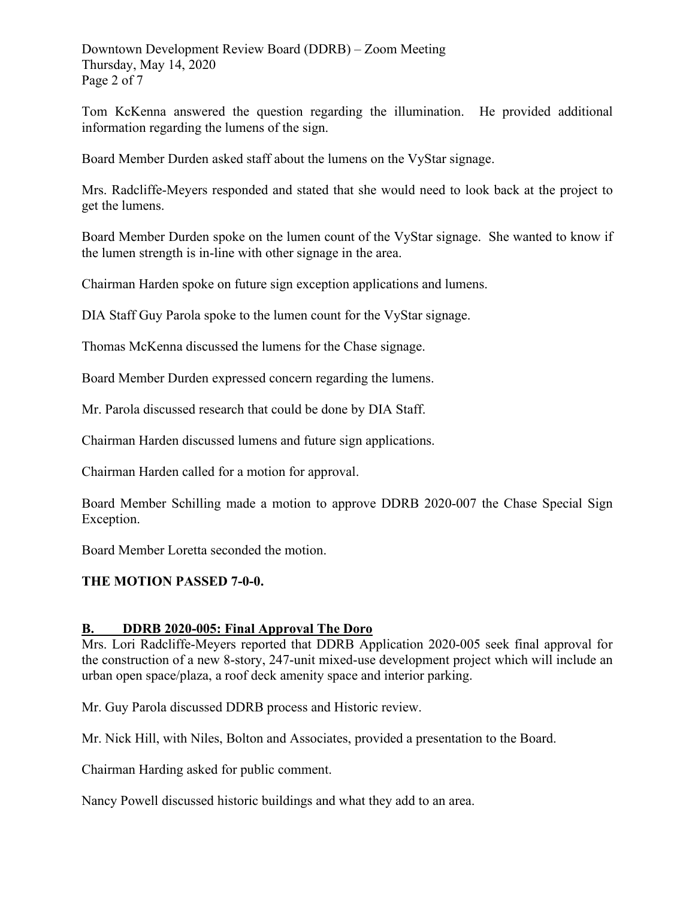Tom KcKenna answered the question regarding the illumination. He provided additional information regarding the lumens of the sign.

Board Member Durden asked staff about the lumens on the VyStar signage.

Mrs. Radcliffe-Meyers responded and stated that she would need to look back at the project to get the lumens.

Board Member Durden spoke on the lumen count of the VyStar signage. She wanted to know if the lumen strength is in-line with other signage in the area.

Chairman Harden spoke on future sign exception applications and lumens.

DIA Staff Guy Parola spoke to the lumen count for the VyStar signage.

Thomas McKenna discussed the lumens for the Chase signage.

Board Member Durden expressed concern regarding the lumens.

Mr. Parola discussed research that could be done by DIA Staff.

Chairman Harden discussed lumens and future sign applications.

Chairman Harden called for a motion for approval.

Board Member Schilling made a motion to approve DDRB 2020-007 the Chase Special Sign Exception.

Board Member Loretta seconded the motion.

**THE MOTION PASSED 7-0-0.**

## B. DDRB 2020-005: Final Approval The Doro

Mrs. Lori Radcliffe-Meyers reported that DDRB Application 2020-005 seek final approval for the construction of a new 8-story, 247-unit mixed-use development project which will include an urban open space/plaza, a roof deck amenity space and interior parking.

Mr. Guy Parola discussed DDRB process and Historic review.

Mr. Nick Hill, with Niles, Bolton and Associates, provided a presentation to the Board.

Chairman Harding asked for public comment.

Nancy Powell discussed historic buildings and what they add to an area.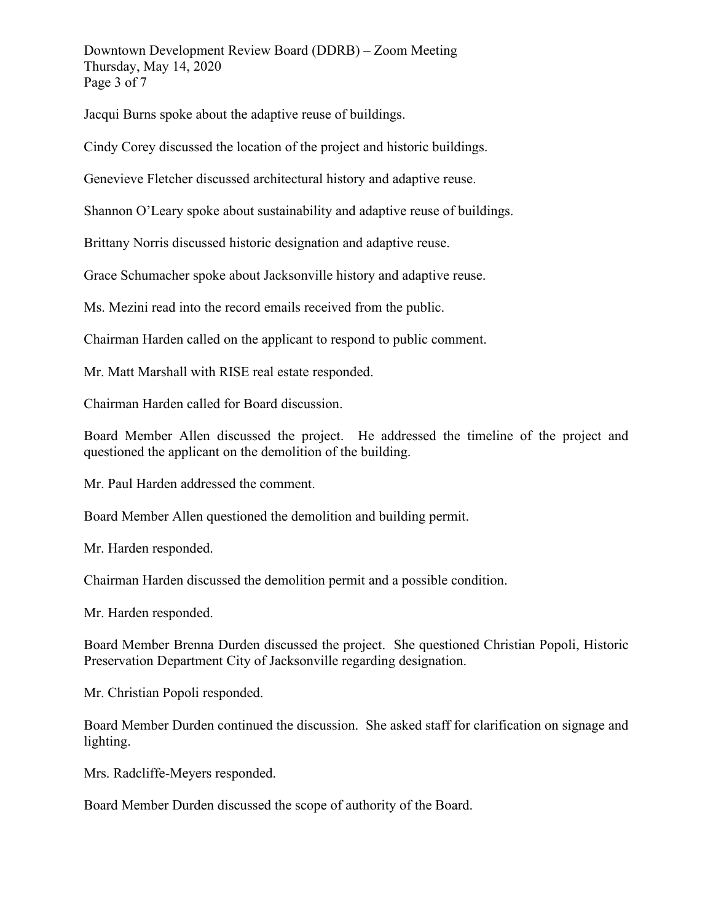Jacqui Burns spoke about the adaptive reuse of buildings.

Cindy Corey discussed the location of the project and historic buildings.

Genevieve Fletcher discussed architectural history and adaptive reuse.

Shannon O'Leary spoke about sustainability and adaptive reuse of buildings.

Brittany Norris discussed historic designation and adaptive reuse.

Grace Schumacher spoke about Jacksonville history and adaptive reuse.

Ms. Mezini read into the record emails received from the public.

Chairman Harden called on the applicant to respond to public comment.

Mr. Matt Marshall with RISE real estate responded.

Chairman Harden called for Board discussion.

Board Member Allen discussed the project. He addressed the timeline of the project and questioned the applicant on the demolition of the building.

Mr. Paul Harden addressed the comment.

Board Member Allen questioned the demolition and building permit.

Mr. Harden responded.

Chairman Harden discussed the demolition permit and a possible condition.

Mr. Harden responded.

Board Member Brenna Durden discussed the project. She questioned Christian Popoli, Historic Preservation Department City of Jacksonville regarding designation.

Mr. Christian Popoli responded.

Board Member Durden continued the discussion. She asked staff for clarification on signage and lighting.

Mrs. Radcliffe-Meyers responded.

Board Member Durden discussed the scope of authority of the Board.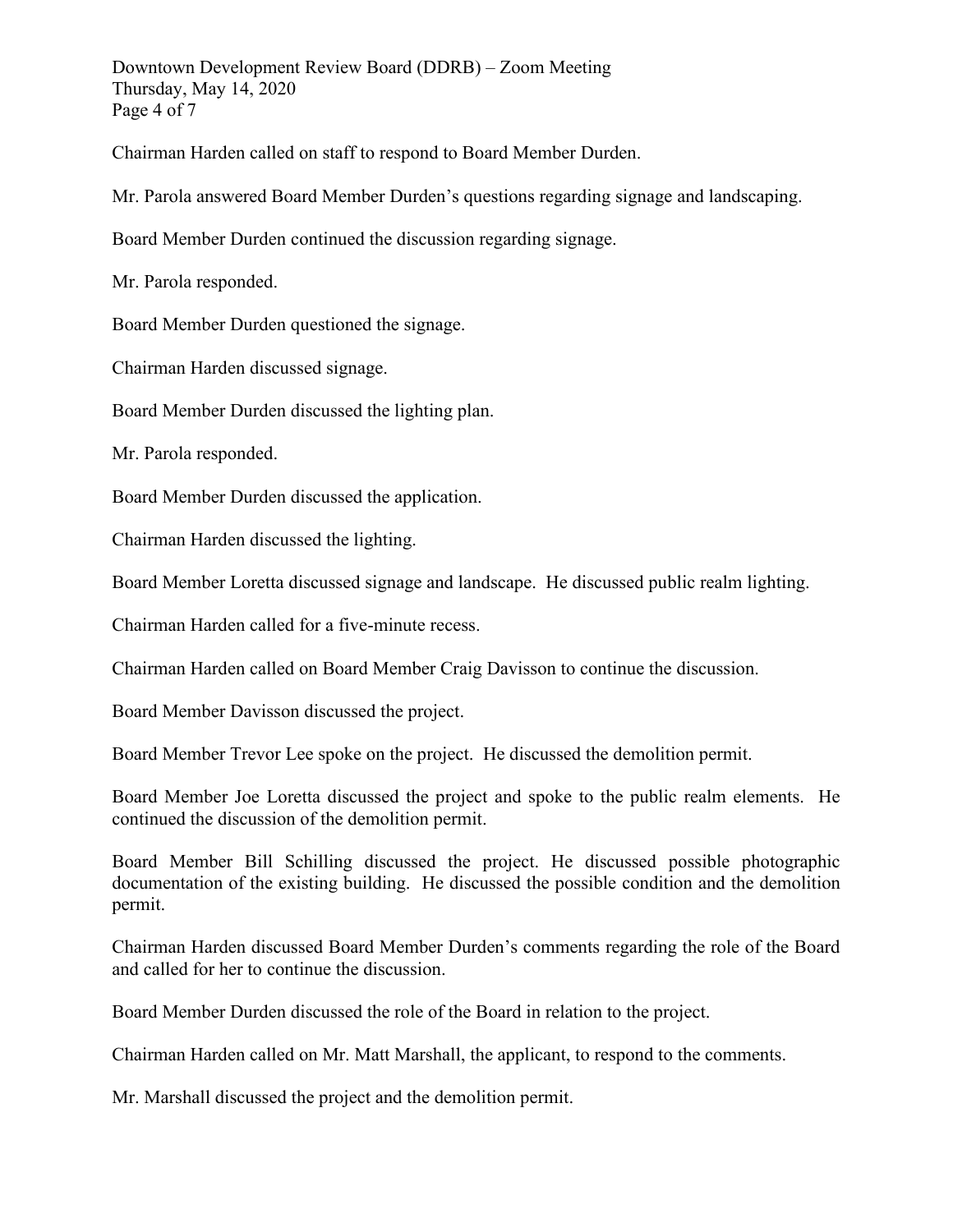Chairman Harden called on staff to respond to Board Member Durden.

Mr. Parola answered Board Member Durden's questions regarding signage and landscaping.

Board Member Durden continued the discussion regarding signage.

Mr. Parola responded.

Board Member Durden questioned the signage.

Chairman Harden discussed signage.

Board Member Durden discussed the lighting plan.

Mr. Parola responded.

Board Member Durden discussed the application.

Chairman Harden discussed the lighting.

Board Member Loretta discussed signage and landscape. He discussed public realm lighting.

Chairman Harden called for a five-minute recess.

Chairman Harden called on Board Member Craig Davisson to continue the discussion.

Board Member Davisson discussed the project.

Board Member Trevor Lee spoke on the project. He discussed the demolition permit.

Board Member Joe Loretta discussed the project and spoke to the public realm elements. He continued the discussion of the demolition permit.

Board Member Bill Schilling discussed the project. He discussed possible photographic documentation of the existing building. He discussed the possible condition and the demolition permit.

Chairman Harden discussed Board Member Durden's comments regarding the role of the Board and called for her to continue the discussion.

Board Member Durden discussed the role of the Board in relation to the project.

Chairman Harden called on Mr. Matt Marshall, the applicant, to respond to the comments.

Mr. Marshall discussed the project and the demolition permit.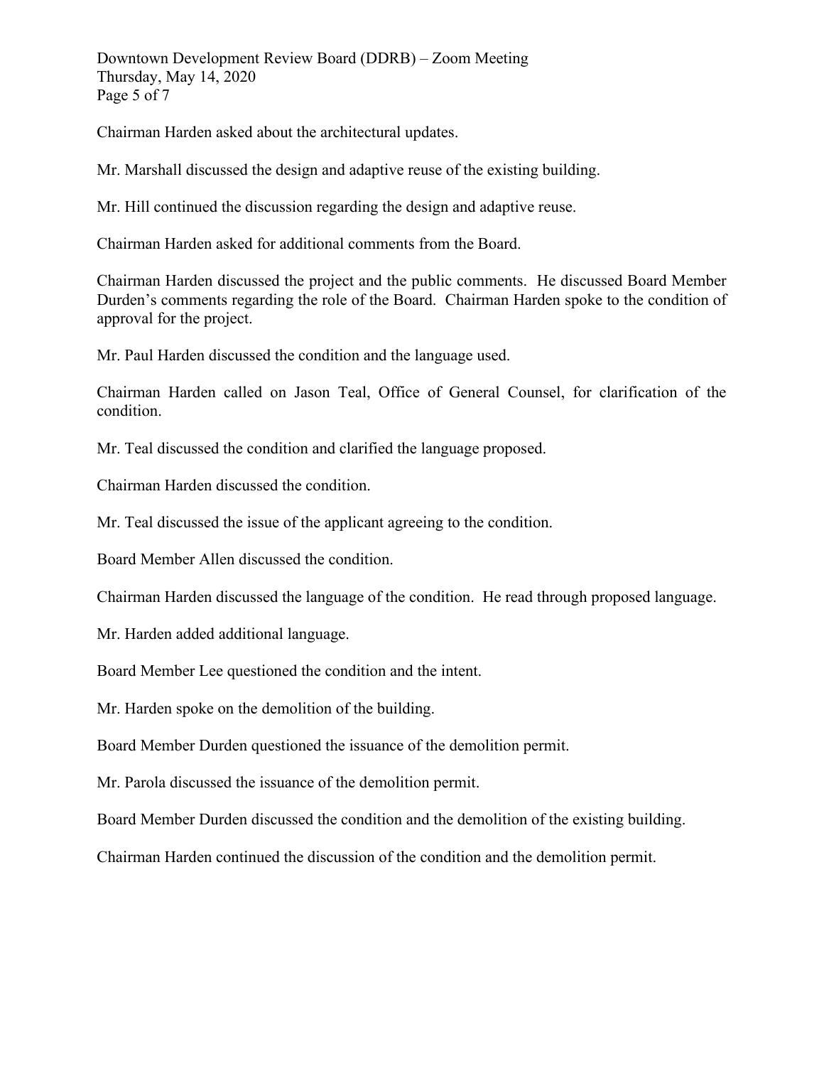Chairman Harden asked about the architectural updates.

Mr. Marshall discussed the design and adaptive reuse of the existing building.

Mr. Hill continued the discussion regarding the design and adaptive reuse.

Chairman Harden asked for additional comments from the Board.

Chairman Harden discussed the project and the public comments. He discussed Board Member Durden's comments regarding the role of the Board. Chairman Harden spoke to the condition of approval for the project.

Mr. Paul Harden discussed the condition and the language used.

Chairman Harden called on Jason Teal, Office of General Counsel, for clarification of the condition.

Mr. Teal discussed the condition and clarified the language proposed.

Chairman Harden discussed the condition.

Mr. Teal discussed the issue of the applicant agreeing to the condition.

Board Member Allen discussed the condition.

Chairman Harden discussed the language of the condition. He read through proposed language.

Mr. Harden added additional language.

Board Member Lee questioned the condition and the intent.

Mr. Harden spoke on the demolition of the building.

Board Member Durden questioned the issuance of the demolition permit.

Mr. Parola discussed the issuance of the demolition permit.

Board Member Durden discussed the condition and the demolition of the existing building.

Chairman Harden continued the discussion of the condition and the demolition permit.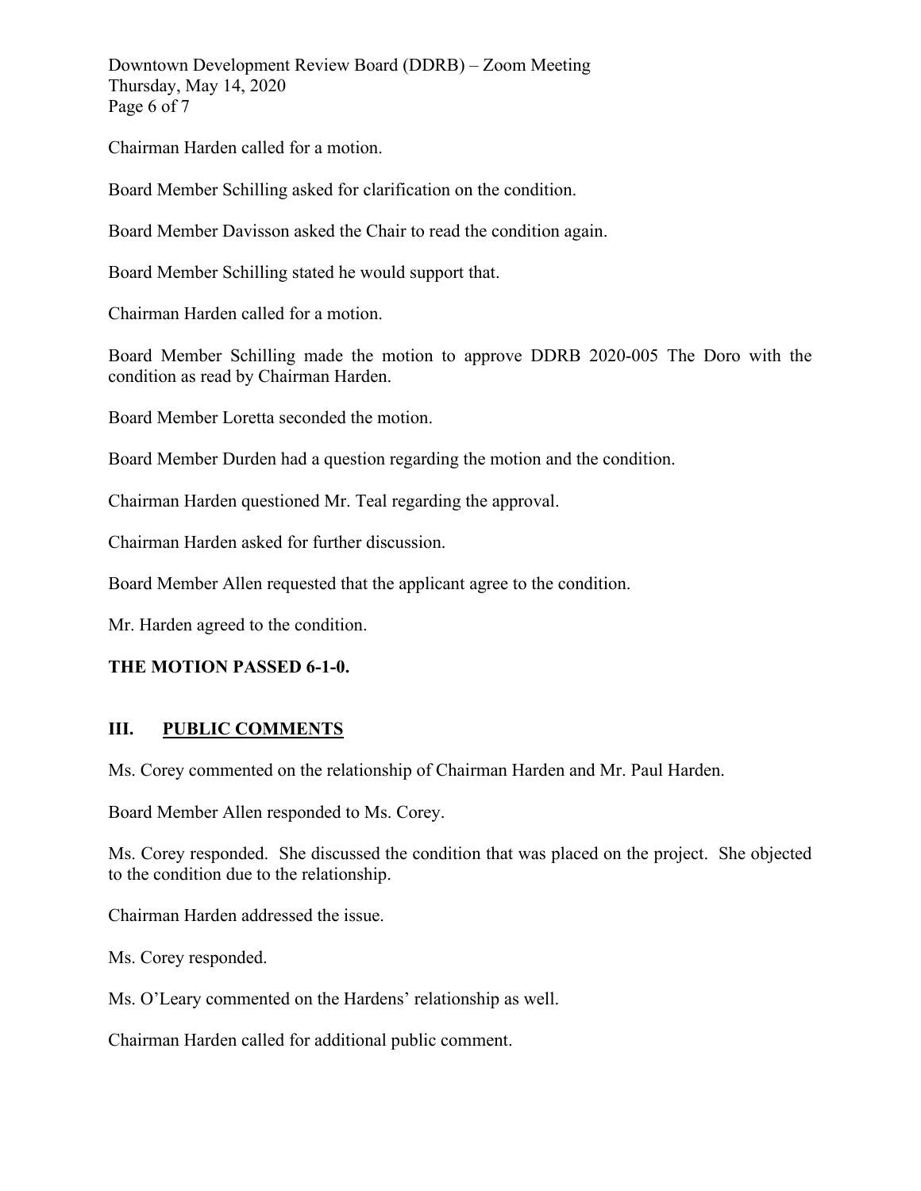Chairman Harden called for a motion.

Board Member Schilling asked for clarification on the condition.

Board Member Davisson asked the Chair to read the condition again.

Board Member Schilling stated he would support that.

Chairman Harden called for a motion.

Board Member Schilling made the motion to approve DDRB 2020-005 The Doro with the condition as read by Chairman Harden.

Board Member Loretta seconded the motion.

Board Member Durden had a question regarding the motion and the condition.

Chairman Harden questioned Mr. Teal regarding the approval.

Chairman Harden asked for further discussion.

Board Member Allen requested that the applicant agree to the condition.

Mr. Harden agreed to the condition.

**THE MOTION PASSED 6-1-0.**

## III. PUBLIC COMMENTS

Ms. Corey commented on the relationship of Chairman Harden and Mr. Paul Harden.

Board Member Allen responded to Ms. Corey.

Ms. Corey responded. She discussed the condition that was placed on the project. She objected to the condition due to the relationship.

Chairman Harden addressed the issue.

Ms. Corey responded.

Ms. O'Leary commented on the Hardens' relationship as well.

Chairman Harden called for additional public comment.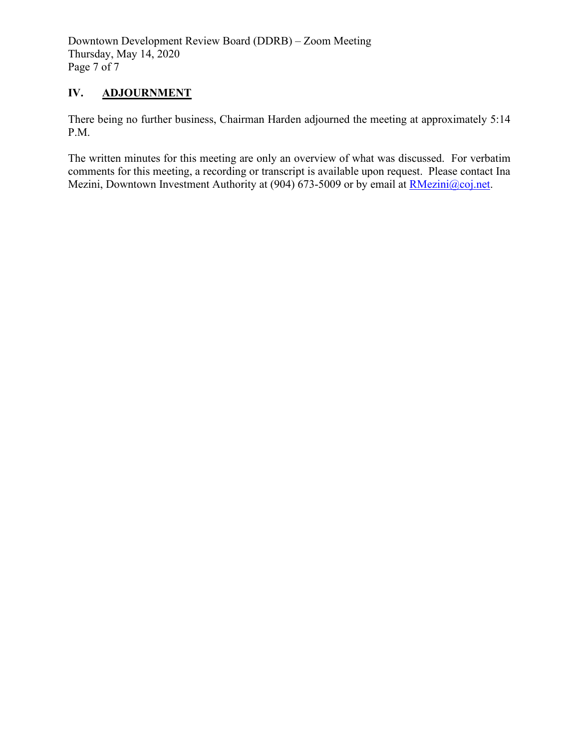## IV. ADJOURNMENT

There being no further business, Chairman Harden adjourned the meeting at approximately 5:14 P.M.

The written minutes for this meeting are only an overview of what was discussed. For verbatim comments for this meeting, a recording or transcript is available upon request. Please contact Ina Mezini, Downtown Investment Authority at (904) 673-5009 or by email at RMezini@coj.net.